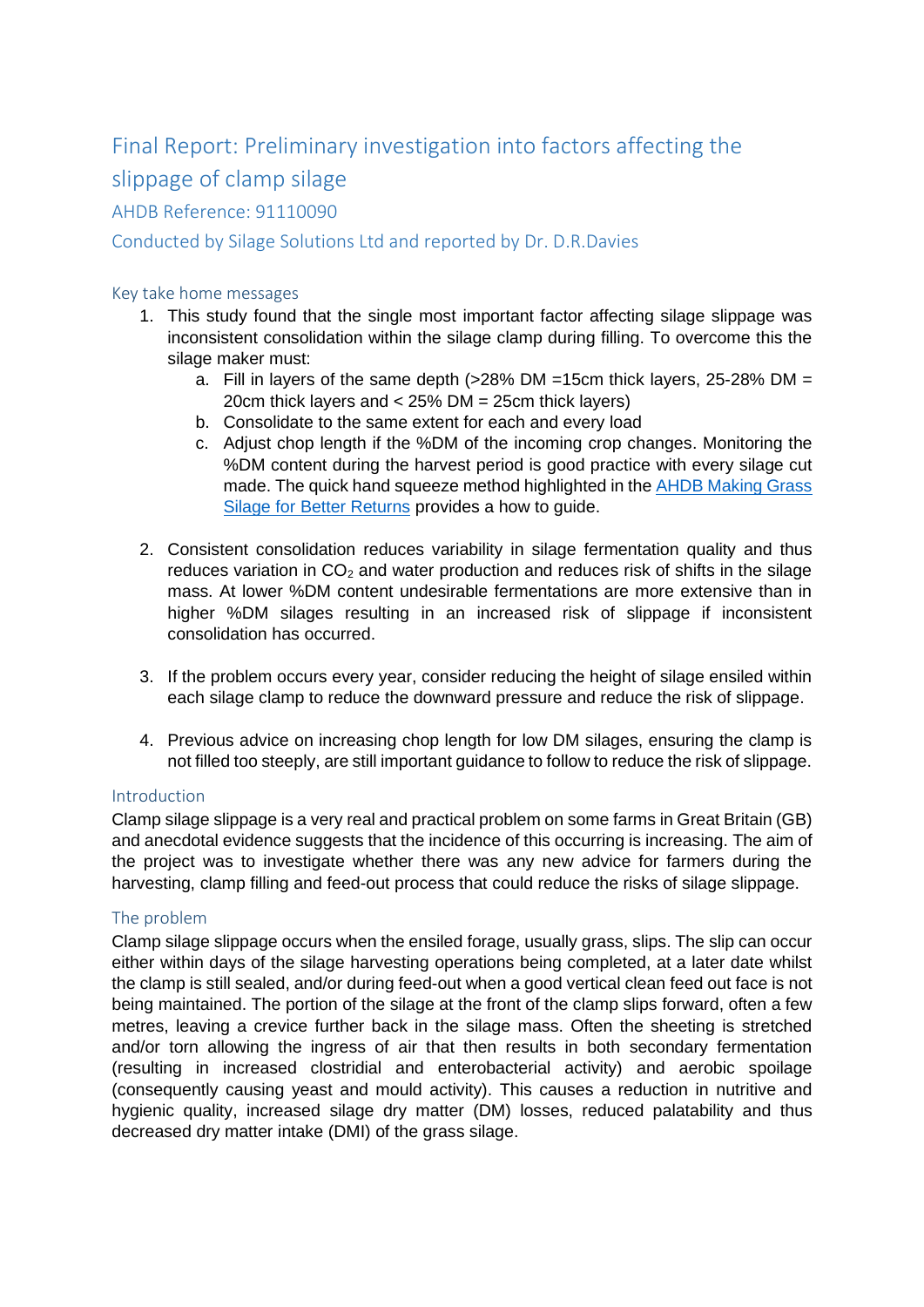# Final Report: Preliminary investigation into factors affecting the slippage of clamp silage

AHDB Reference: 91110090

Conducted by Silage Solutions Ltd and reported by Dr. D.R.Davies

## Key take home messages

1. This study found that the single most important factor affecting silage slippage was inconsistent consolidation within the silage clamp during filling. To overcome this the silage maker must:
   a. Fill in layers of the same depth (>28% DM =15cm thick layers, 25-28% DM = 20cm thick layers and < 25% DM = 25cm thick layers)
   b. Consolidate to the same extent for each and every load
   c. Adjust chop length if the %DM of the incoming crop changes. Monitoring the %DM content during the harvest period is good practice with every silage cut made. The quick hand squeeze method highlighted in the [AHDB Making Grass Silage for Better Returns](AHDB Making Grass Silage for Better Returns) provides a how to guide.

2. Consistent consolidation reduces variability in silage fermentation quality and thus reduces variation in $CO_2$ and water production and reduces risk of shifts in the silage mass. At lower %DM content undesirable fermentations are more extensive than in higher %DM silages resulting in an increased risk of slippage if inconsistent consolidation has occurred.

3. If the problem occurs every year, consider reducing the height of silage ensiled within each silage clamp to reduce the downward pressure and reduce the risk of slippage.

4. Previous advice on increasing chop length for low DM silages, ensuring the clamp is not filled too steeply, are still important guidance to follow to reduce the risk of slippage.

## Introduction

Clamp silage slippage is a very real and practical problem on some farms in Great Britain (GB) and anecdotal evidence suggests that the incidence of this occurring is increasing. The aim of the project was to investigate whether there was any new advice for farmers during the harvesting, clamp filling and feed-out process that could reduce the risks of silage slippage.

## The problem

Clamp silage slippage occurs when the ensiled forage, usually grass, slips. The slip can occur either within days of the silage harvesting operations being completed, at a later date whilst the clamp is still sealed, and/or during feed-out when a good vertical clean feed out face is not being maintained. The portion of the silage at the front of the clamp slips forward, often a few metres, leaving a crevice further back in the silage mass. Often the sheeting is stretched and/or torn allowing the ingress of air that then results in both secondary fermentation (resulting in increased clostridial and enterobacterial activity) and aerobic spoilage (consequently causing yeast and mould activity). This causes a reduction in nutritive and hygienic quality, increased silage dry matter (DM) losses, reduced palatability and thus decreased dry matter intake (DMI) of the grass silage.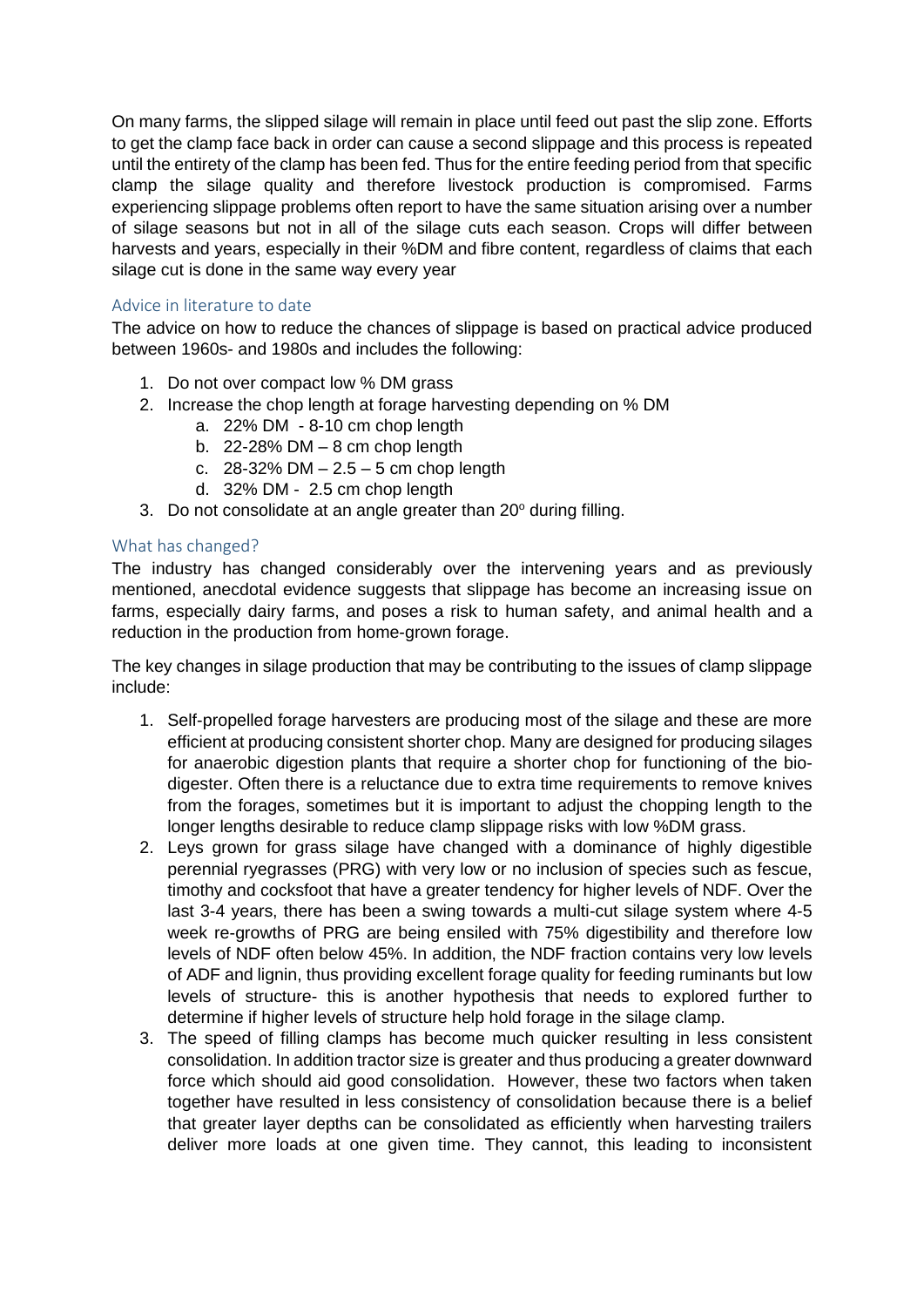On many farms, the slipped silage will remain in place until feed out past the slip zone. Efforts to get the clamp face back in order can cause a second slippage and this process is repeated until the entirety of the clamp has been fed. Thus for the entire feeding period from that specific clamp the silage quality and therefore livestock production is compromised. Farms experiencing slippage problems often report to have the same situation arising over a number of silage seasons but not in all of the silage cuts each season. Crops will differ between harvests and years, especially in their %DM and fibre content, regardless of claims that each silage cut is done in the same way every year

## Advice in literature to date

The advice on how to reduce the chances of slippage is based on practical advice produced between 1960s- and 1980s and includes the following:

1. Do not over compact low % DM grass
2. Increase the chop length at forage harvesting depending on % DM
   a. 22% DM - 8-10 cm chop length
   b. 22-28% DM – 8 cm chop length
   c. 28-32% DM – 2.5 – 5 cm chop length
   d. 32% DM - 2.5 cm chop length
3. Do not consolidate at an angle greater than 20$^{o}$ during filling.

## What has changed?

The industry has changed considerably over the intervening years and as previously mentioned, anecdotal evidence suggests that slippage has become an increasing issue on farms, especially dairy farms, and poses a risk to human safety, and animal health and a reduction in the production from home-grown forage.

The key changes in silage production that may be contributing to the issues of clamp slippage include:

1. Self-propelled forage harvesters are producing most of the silage and these are more efficient at producing consistent shorter chop. Many are designed for producing silages for anaerobic digestion plants that require a shorter chop for functioning of the bio-digester. Often there is a reluctance due to extra time requirements to remove knives from the forages, sometimes but it is important to adjust the chopping length to the longer lengths desirable to reduce clamp slippage risks with low %DM grass.
2. Leys grown for grass silage have changed with a dominance of highly digestible perennial ryegrasses (PRG) with very low or no inclusion of species such as fescue, timothy and cocksfoot that have a greater tendency for higher levels of NDF. Over the last 3-4 years, there has been a swing towards a multi-cut silage system where 4-5 week re-growths of PRG are being ensiled with 75% digestibility and therefore low levels of NDF often below 45%. In addition, the NDF fraction contains very low levels of ADF and lignin, thus providing excellent forage quality for feeding ruminants but low levels of structure- this is another hypothesis that needs to explored further to determine if higher levels of structure help hold forage in the silage clamp.
3. The speed of filling clamps has become much quicker resulting in less consistent consolidation. In addition tractor size is greater and thus producing a greater downward force which should aid good consolidation. However, these two factors when taken together have resulted in less consistency of consolidation because there is a belief that greater layer depths can be consolidated as efficiently when harvesting trailers deliver more loads at one given time. They cannot, this leading to inconsistent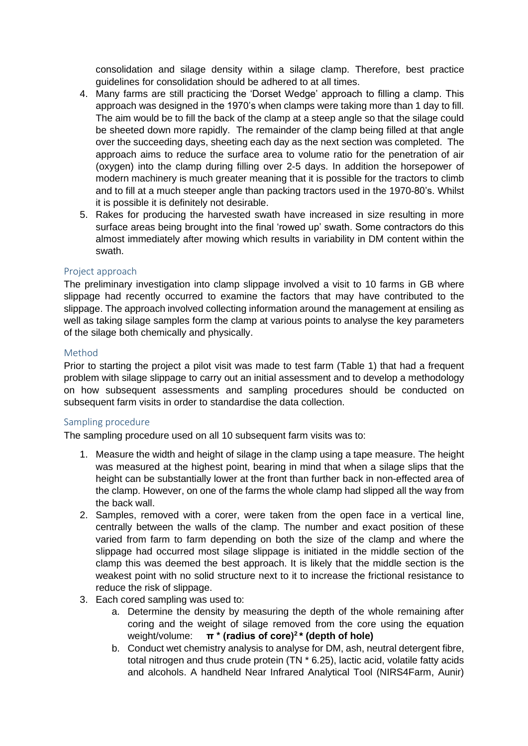consolidation and silage density within a silage clamp. Therefore, best practice guidelines for consolidation should be adhered to at all times.

4. Many farms are still practicing the 'Dorset Wedge' approach to filling a clamp. This approach was designed in the 1970's when clamps were taking more than 1 day to fill. The aim would be to fill the back of the clamp at a steep angle so that the silage could be sheeted down more rapidly. The remainder of the clamp being filled at that angle over the succeeding days, sheeting each day as the next section was completed. The approach aims to reduce the surface area to volume ratio for the penetration of air (oxygen) into the clamp during filling over 2-5 days. In addition the horsepower of modern machinery is much greater meaning that it is possible for the tractors to climb and to fill at a much steeper angle than packing tractors used in the 1970-80's. Whilst it is possible it is definitely not desirable.
5. Rakes for producing the harvested swath have increased in size resulting in more surface areas being brought into the final 'rowed up' swath. Some contractors do this almost immediately after mowing which results in variability in DM content within the swath.

## Project approach

The preliminary investigation into clamp slippage involved a visit to 10 farms in GB where slippage had recently occurred to examine the factors that may have contributed to the slippage. The approach involved collecting information around the management at ensiling as well as taking silage samples form the clamp at various points to analyse the key parameters of the silage both chemically and physically.

## Method

Prior to starting the project a pilot visit was made to test farm (Table 1) that had a frequent problem with silage slippage to carry out an initial assessment and to develop a methodology on how subsequent assessments and sampling procedures should be conducted on subsequent farm visits in order to standardise the data collection.

## Sampling procedure

The sampling procedure used on all 10 subsequent farm visits was to:

1. Measure the width and height of silage in the clamp using a tape measure. The height was measured at the highest point, bearing in mind that when a silage slips that the height can be substantially lower at the front than further back in non-effected area of the clamp. However, on one of the farms the whole clamp had slipped all the way from the back wall.
2. Samples, removed with a corer, were taken from the open face in a vertical line, centrally between the walls of the clamp. The number and exact position of these varied from farm to farm depending on both the size of the clamp and where the slippage had occurred most silage slippage is initiated in the middle section of the clamp this was deemed the best approach. It is likely that the middle section is the weakest point with no solid structure next to it to increase the frictional resistance to reduce the risk of slippage.
3. Each cored sampling was used to:
   a. Determine the density by measuring the depth of the whole remaining after coring and the weight of silage removed from the core using the equation weight/volume: **$\pi$ * (radius of core)$^2$ * (depth of hole)**
   b. Conduct wet chemistry analysis to analyse for DM, ash, neutral detergent fibre, total nitrogen and thus crude protein (TN * 6.25), lactic acid, volatile fatty acids and alcohols. A handheld Near Infrared Analytical Tool (NIRS4Farm, Aunir)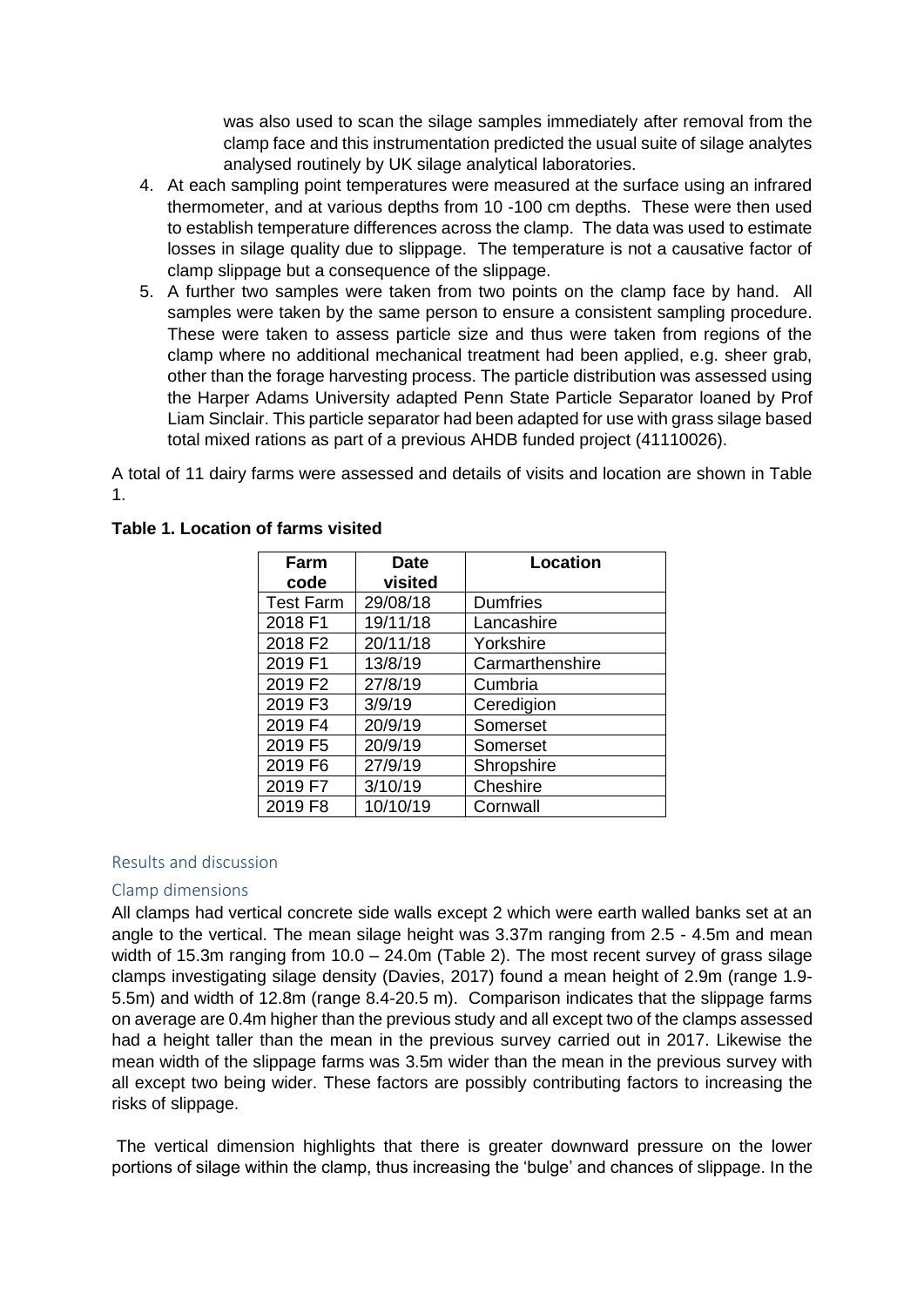was also used to scan the silage samples immediately after removal from the clamp face and this instrumentation predicted the usual suite of silage analytes analysed routinely by UK silage analytical laboratories.

4. At each sampling point temperatures were measured at the surface using an infrared thermometer, and at various depths from 10 -100 cm depths. These were then used to establish temperature differences across the clamp. The data was used to estimate losses in silage quality due to slippage. The temperature is not a causative factor of clamp slippage but a consequence of the slippage.
5. A further two samples were taken from two points on the clamp face by hand. All samples were taken by the same person to ensure a consistent sampling procedure. These were taken to assess particle size and thus were taken from regions of the clamp where no additional mechanical treatment had been applied, e.g. sheer grab, other than the forage harvesting process. The particle distribution was assessed using the Harper Adams University adapted Penn State Particle Separator loaned by Prof Liam Sinclair. This particle separator had been adapted for use with grass silage based total mixed rations as part of a previous AHDB funded project (41110026).

A total of 11 dairy farms were assessed and details of visits and location are shown in Table 1.

**Table 1. Location of farms visited**

| Farm code | Date visited | Location |
|---|---|---|
| Test Farm | 29/08/18 | Dumfries |
| 2018 F1 | 19/11/18 | Lancashire |
| 2018 F2 | 20/11/18 | Yorkshire |
| 2019 F1 | 13/8/19 | Carmarthenshire |
| 2019 F2 | 27/8/19 | Cumbria |
| 2019 F3 | 3/9/19 | Ceredigion |
| 2019 F4 | 20/9/19 | Somerset |
| 2019 F5 | 20/9/19 | Somerset |
| 2019 F6 | 27/9/19 | Shropshire |
| 2019 F7 | 3/10/19 | Cheshire |
| 2019 F8 | 10/10/19 | Cornwall |

## Results and discussion

### Clamp dimensions

All clamps had vertical concrete side walls except 2 which were earth walled banks set at an angle to the vertical. The mean silage height was 3.37m ranging from 2.5 - 4.5m and mean width of 15.3m ranging from 10.0 – 24.0m (Table 2). The most recent survey of grass silage clamps investigating silage density (Davies, 2017) found a mean height of 2.9m (range 1.9-5.5m) and width of 12.8m (range 8.4-20.5 m). Comparison indicates that the slippage farms on average are 0.4m higher than the previous study and all except two of the clamps assessed had a height taller than the mean in the previous survey carried out in 2017. Likewise the mean width of the slippage farms was 3.5m wider than the mean in the previous survey with all except two being wider. These factors are possibly contributing factors to increasing the risks of slippage.

The vertical dimension highlights that there is greater downward pressure on the lower portions of silage within the clamp, thus increasing the 'bulge' and chances of slippage. In the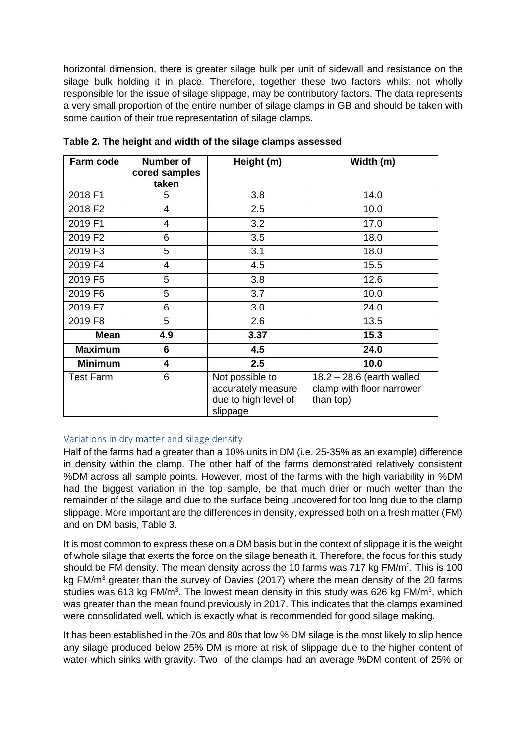horizontal dimension, there is greater silage bulk per unit of sidewall and resistance on the silage bulk holding it in place. Therefore, together these two factors whilst not wholly responsible for the issue of silage slippage, may be contributory factors. The data represents a very small proportion of the entire number of silage clamps in GB and should be taken with some caution of their true representation of silage clamps.

**Table 2. The height and width of the silage clamps assessed**

| Farm code | Number of cored samples taken | Height (m) | Width (m) |
|---|---|---|---|
| 2018 F1 | 5 | 3.8 | 14.0 |
| 2018 F2 | 4 | 2.5 | 10.0 |
| 2019 F1 | 4 | 3.2 | 17.0 |
| 2019 F2 | 6 | 3.5 | 18.0 |
| 2019 F3 | 5 | 3.1 | 18.0 |
| 2019 F4 | 4 | 4.5 | 15.5 |
| 2019 F5 | 5 | 3.8 | 12.6 |
| 2019 F6 | 5 | 3.7 | 10.0 |
| 2019 F7 | 6 | 3.0 | 24.0 |
| 2019 F8 | 5 | 2.6 | 13.5 |
| **Mean** | **4.9** | **3.37** | **15.3** |
| **Maximum** | **6** | **4.5** | **24.0** |
| **Minimum** | **4** | **2.5** | **10.0** |
| Test Farm | 6 | Not possible to accurately measure due to high level of slippage | 18.2 – 28.6 (earth walled clamp with floor narrower than top) |

## Variations in dry matter and silage density

Half of the farms had a greater than a 10% units in DM (i.e. 25-35% as an example) difference in density within the clamp. The other half of the farms demonstrated relatively consistent %DM across all sample points. However, most of the farms with the high variability in %DM had the biggest variation in the top sample, be that much drier or much wetter than the remainder of the silage and due to the surface being uncovered for too long due to the clamp slippage. More important are the differences in density, expressed both on a fresh matter (FM) and on DM basis, Table 3.

It is most common to express these on a DM basis but in the context of slippage it is the weight of whole silage that exerts the force on the silage beneath it. Therefore, the focus for this study should be FM density. The mean density across the 10 farms was 717 kg FM/m$^3$. This is 100 kg FM/m$^3$ greater than the survey of Davies (2017) where the mean density of the 20 farms studies was 613 kg FM/m$^3$. The lowest mean density in this study was 626 kg FM/m$^3$, which was greater than the mean found previously in 2017. This indicates that the clamps examined were consolidated well, which is exactly what is recommended for good silage making.

It has been established in the 70s and 80s that low % DM silage is the most likely to slip hence any silage produced below 25% DM is more at risk of slippage due to the higher content of water which sinks with gravity. Two of the clamps had an average %DM content of 25% or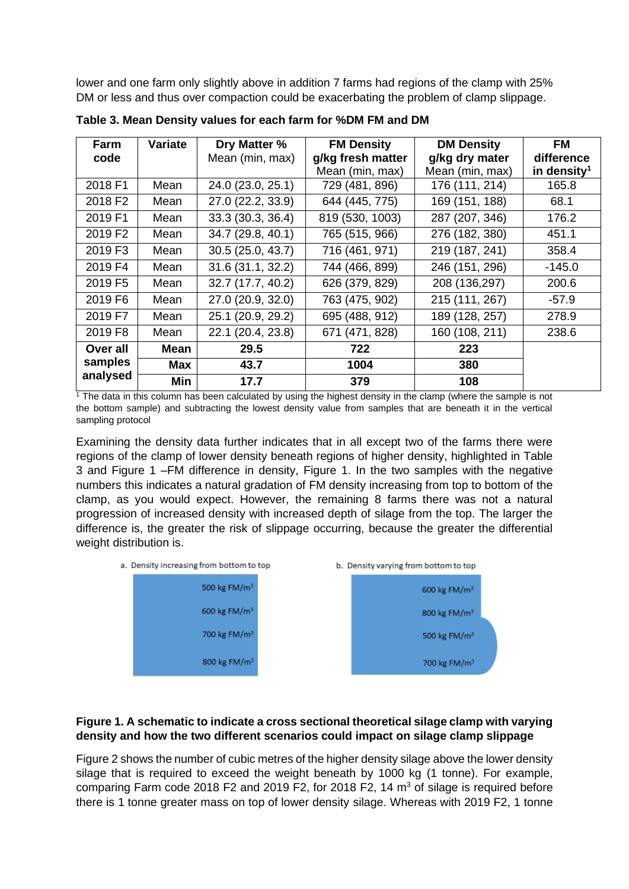lower and one farm only slightly above in addition 7 farms had regions of the clamp with 25% DM or less and thus over compaction could be exacerbating the problem of clamp slippage.

**Table 3. Mean Density values for each farm for %DM FM and DM**

| Farm code | Variate | Dry Matter % Mean (min, max) | FM Density g/kg fresh matter Mean (min, max) | DM Density g/kg dry mater Mean (min, max) | FM difference in density[1] |
|---|---|---|---|---|---|
| 2018 F1 | Mean | 24.0 (23.0, 25.1) | 729 (481, 896) | 176 (111, 214) | 165.8 |
| 2018 F2 | Mean | 27.0 (22.2, 33.9) | 644 (445, 775) | 169 (151, 188) | 68.1 |
| 2019 F1 | Mean | 33.3 (30.3, 36.4) | 819 (530, 1003) | 287 (207, 346) | 176.2 |
| 2019 F2 | Mean | 34.7 (29.8, 40.1) | 765 (515, 966) | 276 (182, 380) | 451.1 |
| 2019 F3 | Mean | 30.5 (25.0, 43.7) | 716 (461, 971) | 219 (187, 241) | 358.4 |
| 2019 F4 | Mean | 31.6 (31.1, 32.2) | 744 (466, 899) | 246 (151, 296) | -145.0 |
| 2019 F5 | Mean | 32.7 (17.7, 40.2) | 626 (379, 829) | 208 (136,297) | 200.6 |
| 2019 F6 | Mean | 27.0 (20.9, 32.0) | 763 (475, 902) | 215 (111, 267) | -57.9 |
| 2019 F7 | Mean | 25.1 (20.9, 29.2) | 695 (488, 912) | 189 (128, 257) | 278.9 |
| 2019 F8 | Mean | 22.1 (20.4, 23.8) | 671 (471, 828) | 160 (108, 211) | 238.6 |
| **Over all samples analysed** | **Mean** | **29.5** | **722** | **223** | |
| | **Max** | **43.7** | **1004** | **380** | |
| | **Min** | **17.7** | **379** | **108** | |

[1] The data in this column has been calculated by using the highest density in the clamp (where the sample is not the bottom sample) and subtracting the lowest density value from samples that are beneath it in the vertical sampling protocol

Examining the density data further indicates that in all except two of the farms there were regions of the clamp of lower density beneath regions of higher density, highlighted in Table 3 and Figure 1 –FM difference in density, Figure 1. In the two samples with the negative numbers this indicates a natural gradation of FM density increasing from top to bottom of the clamp, as you would expect. However, the remaining 8 farms there was not a natural progression of increased density with increased depth of silage from the top. The larger the difference is, the greater the risk of slippage occurring, because the greater the differential weight distribution is.

a. Density increasing from bottom to top

| |
|---|
| 500 kg FM/m³ |
| 600 kg FM/m³ |
| 700 kg FM/m³ |
| 800 kg FM/m³ |

b. Density varying from bottom to top

| |
|---|
| 600 kg FM/m³ |
| 800 kg FM/m³ |
| 500 kg FM/m³ |
| 700 kg FM/m³ |

**Figure 1. A schematic to indicate a cross sectional theoretical silage clamp with varying density and how the two different scenarios could impact on silage clamp slippage**

Figure 2 shows the number of cubic metres of the higher density silage above the lower density silage that is required to exceed the weight beneath by 1000 kg (1 tonne). For example, comparing Farm code 2018 F2 and 2019 F2, for 2018 F2, 14 $m^3$ of silage is required before there is 1 tonne greater mass on top of lower density silage. Whereas with 2019 F2, 1 tonne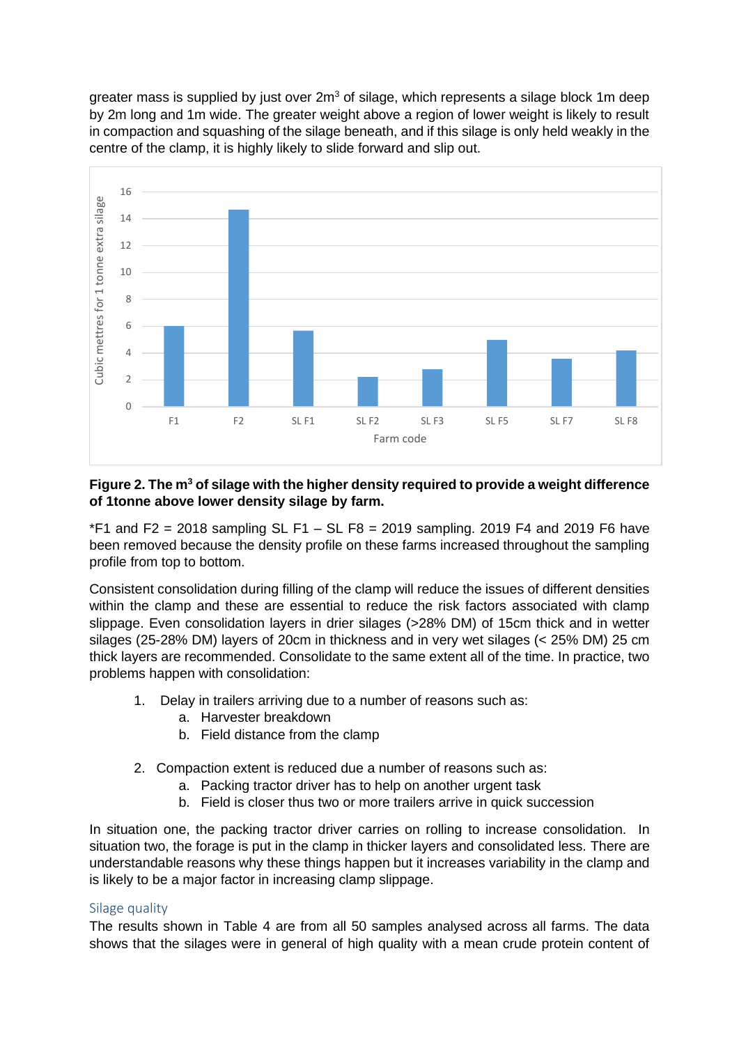greater mass is supplied by just over 2m$^3$ of silage, which represents a silage block 1m deep by 2m long and 1m wide. The greater weight above a region of lower weight is likely to result in compaction and squashing of the silage beneath, and if this silage is only held weakly in the centre of the clamp, it is highly likely to slide forward and slip out.

**Figure 2. The m$^3$ of silage with the higher density required to provide a weight difference of 1tonne above lower density silage by farm.**

*F1 and F2 = 2018 sampling SL F1 – SL F8 = 2019 sampling. 2019 F4 and 2019 F6 have been removed because the density profile on these farms increased throughout the sampling profile from top to bottom.

Consistent consolidation during filling of the clamp will reduce the issues of different densities within the clamp and these are essential to reduce the risk factors associated with clamp slippage. Even consolidation layers in drier silages (>28% DM) of 15cm thick and in wetter silages (25-28% DM) layers of 20cm in thickness and in very wet silages (< 25% DM) 25 cm thick layers are recommended. Consolidate to the same extent all of the time. In practice, two problems happen with consolidation:

1. Delay in trailers arriving due to a number of reasons such as:
   a. Harvester breakdown
   b. Field distance from the clamp

2. Compaction extent is reduced due a number of reasons such as:
   a. Packing tractor driver has to help on another urgent task
   b. Field is closer thus two or more trailers arrive in quick succession

In situation one, the packing tractor driver carries on rolling to increase consolidation. In situation two, the forage is put in the clamp in thicker layers and consolidated less. There are understandable reasons why these things happen but it increases variability in the clamp and is likely to be a major factor in increasing clamp slippage.

## Silage quality

The results shown in Table 4 are from all 50 samples analysed across all farms. The data shows that the silages were in general of high quality with a mean crude protein content of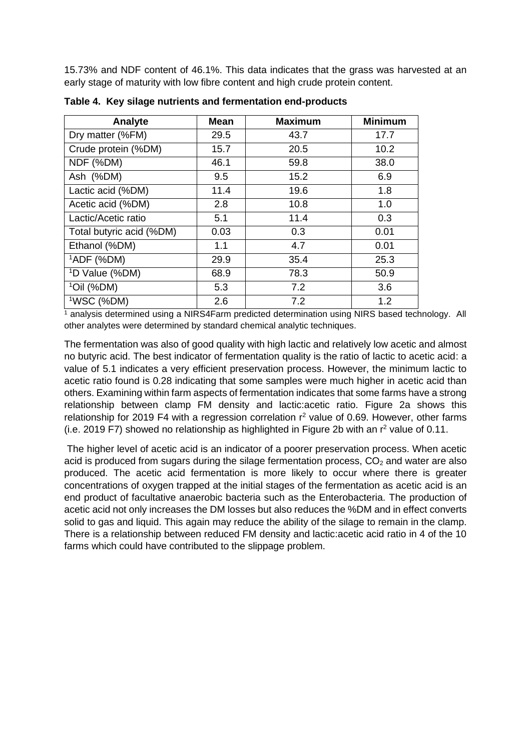15.73% and NDF content of 46.1%. This data indicates that the grass was harvested at an early stage of maturity with low fibre content and high crude protein content.

**Table 4. Key silage nutrients and fermentation end-products**

| Analyte | Mean | Maximum | Minimum |
|---|---|---|---|
| Dry matter (%FM) | 29.5 | 43.7 | 17.7 |
| Crude protein (%DM) | 15.7 | 20.5 | 10.2 |
| NDF (%DM) | 46.1 | 59.8 | 38.0 |
| Ash (%DM) | 9.5 | 15.2 | 6.9 |
| Lactic acid (%DM) | 11.4 | 19.6 | 1.8 |
| Acetic acid (%DM) | 2.8 | 10.8 | 1.0 |
| Lactic/Acetic ratio | 5.1 | 11.4 | 0.3 |
| Total butyric acid (%DM) | 0.03 | 0.3 | 0.01 |
| Ethanol (%DM) | 1.1 | 4.7 | 0.01 |
| [1]ADF (%DM) | 29.9 | 35.4 | 25.3 |
| [1]D Value (%DM) | 68.9 | 78.3 | 50.9 |
| [1]Oil (%DM) | 5.3 | 7.2 | 3.6 |
| [1]WSC (%DM) | 2.6 | 7.2 | 1.2 |

[1] analysis determined using a NIRS4Farm predicted determination using NIRS based technology. All other analytes were determined by standard chemical analytic techniques.

The fermentation was also of good quality with high lactic and relatively low acetic and almost no butyric acid. The best indicator of fermentation quality is the ratio of lactic to acetic acid: a value of 5.1 indicates a very efficient preservation process. However, the minimum lactic to acetic ratio found is 0.28 indicating that some samples were much higher in acetic acid than others. Examining within farm aspects of fermentation indicates that some farms have a strong relationship between clamp FM density and lactic:acetic ratio. Figure 2a shows this relationship for 2019 F4 with a regression correlation $r^2$ value of 0.69. However, other farms (i.e. 2019 F7) showed no relationship as highlighted in Figure 2b with an $r^2$ value of 0.11.

The higher level of acetic acid is an indicator of a poorer preservation process. When acetic acid is produced from sugars during the silage fermentation process, $CO_2$ and water are also produced. The acetic acid fermentation is more likely to occur where there is greater concentrations of oxygen trapped at the initial stages of the fermentation as acetic acid is an end product of facultative anaerobic bacteria such as the Enterobacteria. The production of acetic acid not only increases the DM losses but also reduces the %DM and in effect converts solid to gas and liquid. This again may reduce the ability of the silage to remain in the clamp. There is a relationship between reduced FM density and lactic:acetic acid ratio in 4 of the 10 farms which could have contributed to the slippage problem.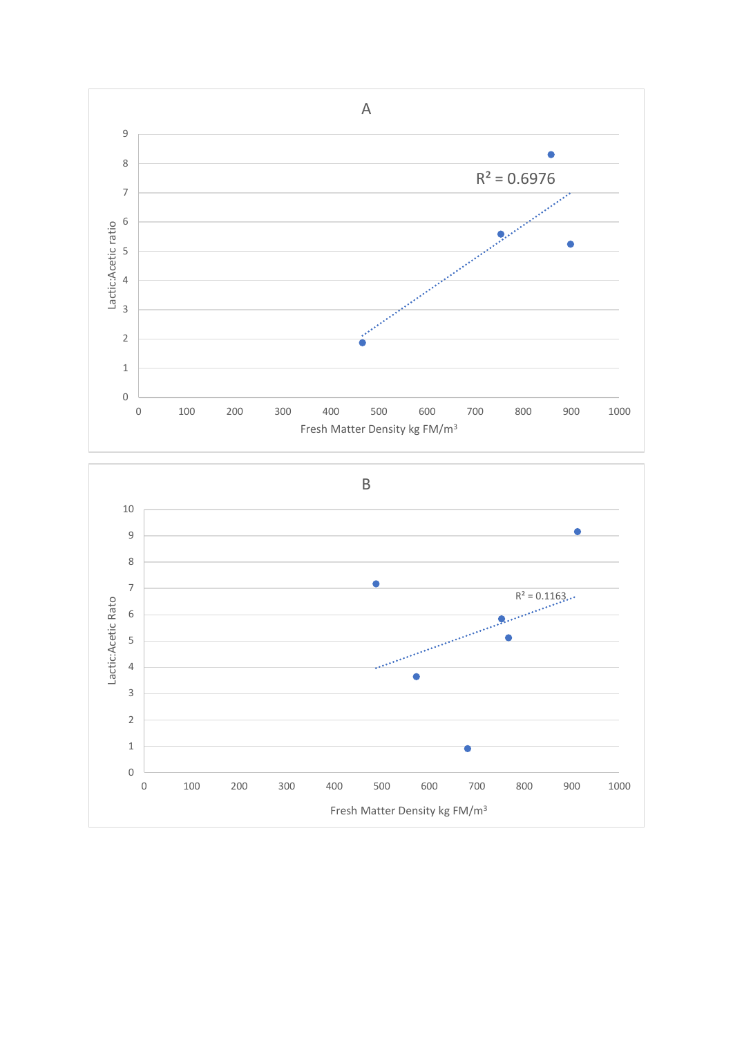A

Lactic:Acetic ratio

Fresh Matter Density kg FM/m³

$R^2 = 0.6976$

B

Lactic:Acetic Rato

Fresh Matter Density kg FM/m³

$R^2 = 0.1163$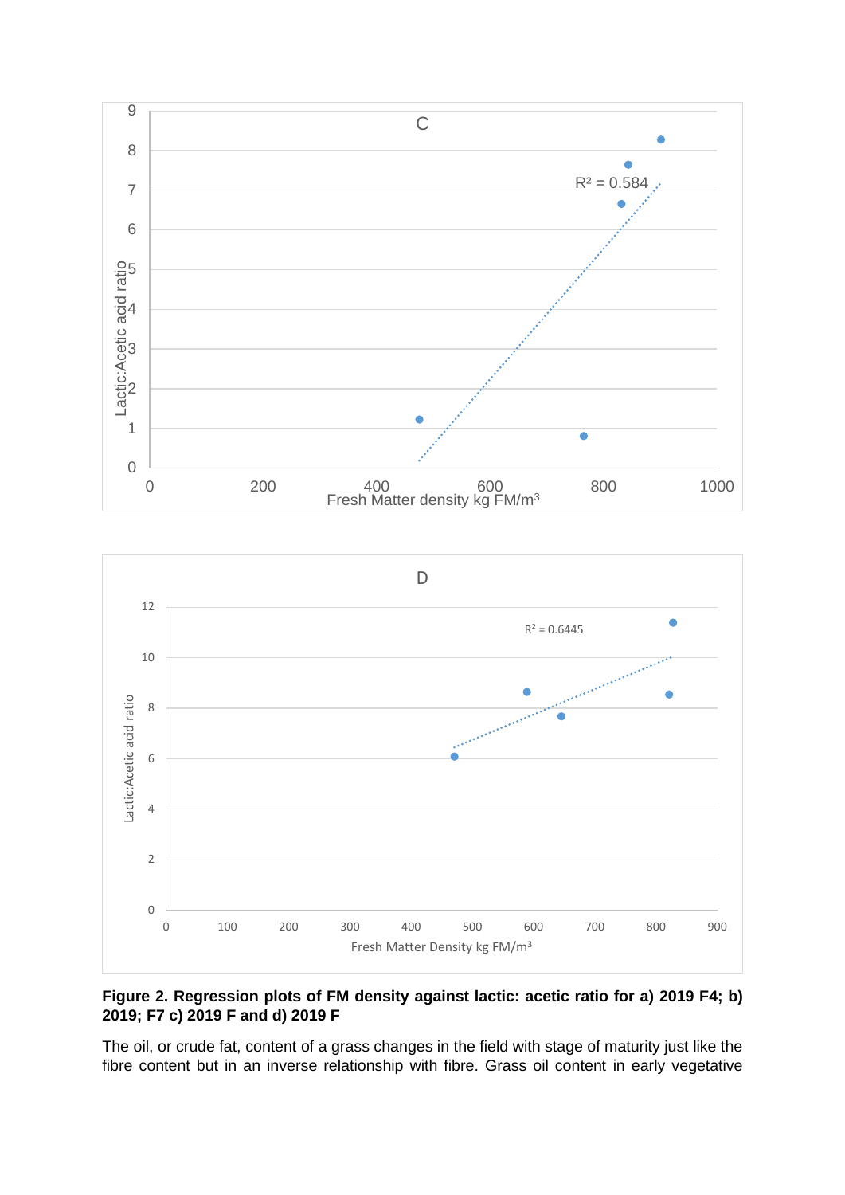**Figure 2. Regression plots of FM density against lactic: acetic ratio for a) 2019 F4; b) 2019; F7 c) 2019 F and d) 2019 F**

The oil, or crude fat, content of a grass changes in the field with stage of maturity just like the fibre content but in an inverse relationship with fibre. Grass oil content in early vegetative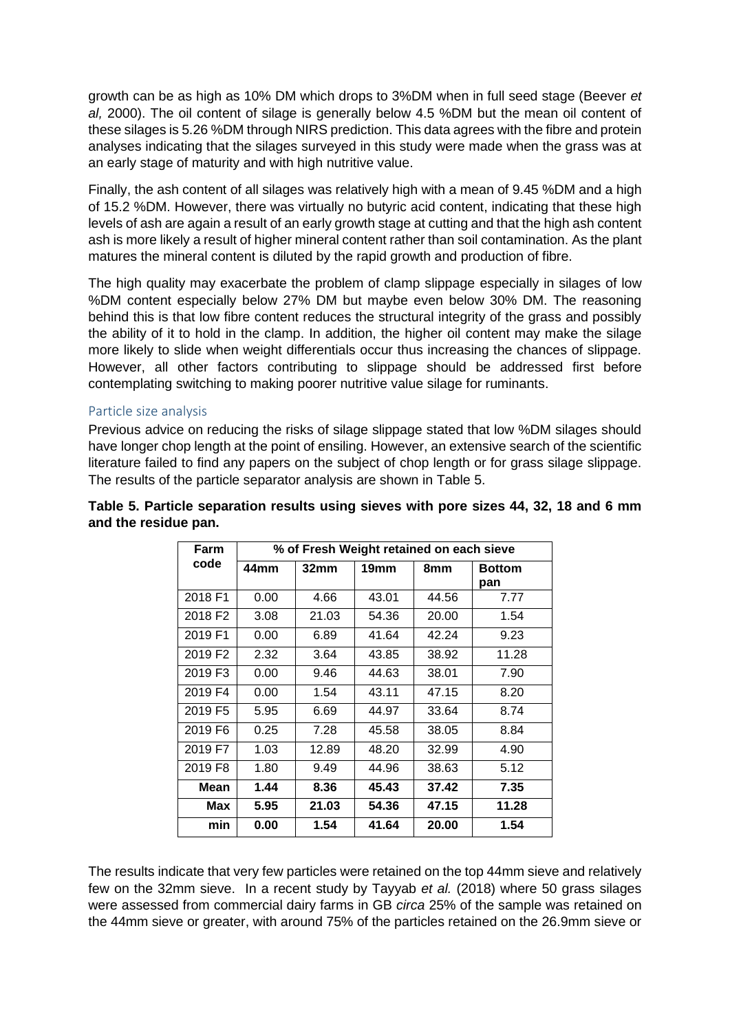growth can be as high as 10% DM which drops to 3%DM when in full seed stage (Beever *et al,* 2000). The oil content of silage is generally below 4.5 %DM but the mean oil content of these silages is 5.26 %DM through NIRS prediction. This data agrees with the fibre and protein analyses indicating that the silages surveyed in this study were made when the grass was at an early stage of maturity and with high nutritive value.

Finally, the ash content of all silages was relatively high with a mean of 9.45 %DM and a high of 15.2 %DM. However, there was virtually no butyric acid content, indicating that these high levels of ash are again a result of an early growth stage at cutting and that the high ash content ash is more likely a result of higher mineral content rather than soil contamination. As the plant matures the mineral content is diluted by the rapid growth and production of fibre.

The high quality may exacerbate the problem of clamp slippage especially in silages of low %DM content especially below 27% DM but maybe even below 30% DM. The reasoning behind this is that low fibre content reduces the structural integrity of the grass and possibly the ability of it to hold in the clamp. In addition, the higher oil content may make the silage more likely to slide when weight differentials occur thus increasing the chances of slippage. However, all other factors contributing to slippage should be addressed first before contemplating switching to making poorer nutritive value silage for ruminants.

### Particle size analysis

Previous advice on reducing the risks of silage slippage stated that low %DM silages should have longer chop length at the point of ensiling. However, an extensive search of the scientific literature failed to find any papers on the subject of chop length or for grass silage slippage. The results of the particle separator analysis are shown in Table 5.

**Table 5. Particle separation results using sieves with pore sizes 44, 32, 18 and 6 mm and the residue pan.**

| Farm code | % of Fresh Weight retained on each sieve | | | | |
|---|---|---|---|---|---|
| | 44mm | 32mm | 19mm | 8mm | Bottom pan |
| 2018 F1 | 0.00 | 4.66 | 43.01 | 44.56 | 7.77 |
| 2018 F2 | 3.08 | 21.03 | 54.36 | 20.00 | 1.54 |
| 2019 F1 | 0.00 | 6.89 | 41.64 | 42.24 | 9.23 |
| 2019 F2 | 2.32 | 3.64 | 43.85 | 38.92 | 11.28 |
| 2019 F3 | 0.00 | 9.46 | 44.63 | 38.01 | 7.90 |
| 2019 F4 | 0.00 | 1.54 | 43.11 | 47.15 | 8.20 |
| 2019 F5 | 5.95 | 6.69 | 44.97 | 33.64 | 8.74 |
| 2019 F6 | 0.25 | 7.28 | 45.58 | 38.05 | 8.84 |
| 2019 F7 | 1.03 | 12.89 | 48.20 | 32.99 | 4.90 |
| 2019 F8 | 1.80 | 9.49 | 44.96 | 38.63 | 5.12 |
| **Mean** | **1.44** | **8.36** | **45.43** | **37.42** | **7.35** |
| **Max** | **5.95** | **21.03** | **54.36** | **47.15** | **11.28** |
| **min** | **0.00** | **1.54** | **41.64** | **20.00** | **1.54** |

The results indicate that very few particles were retained on the top 44mm sieve and relatively few on the 32mm sieve. In a recent study by Tayyab *et al.* (2018) where 50 grass silages were assessed from commercial dairy farms in GB *circa* 25% of the sample was retained on the 44mm sieve or greater, with around 75% of the particles retained on the 26.9mm sieve or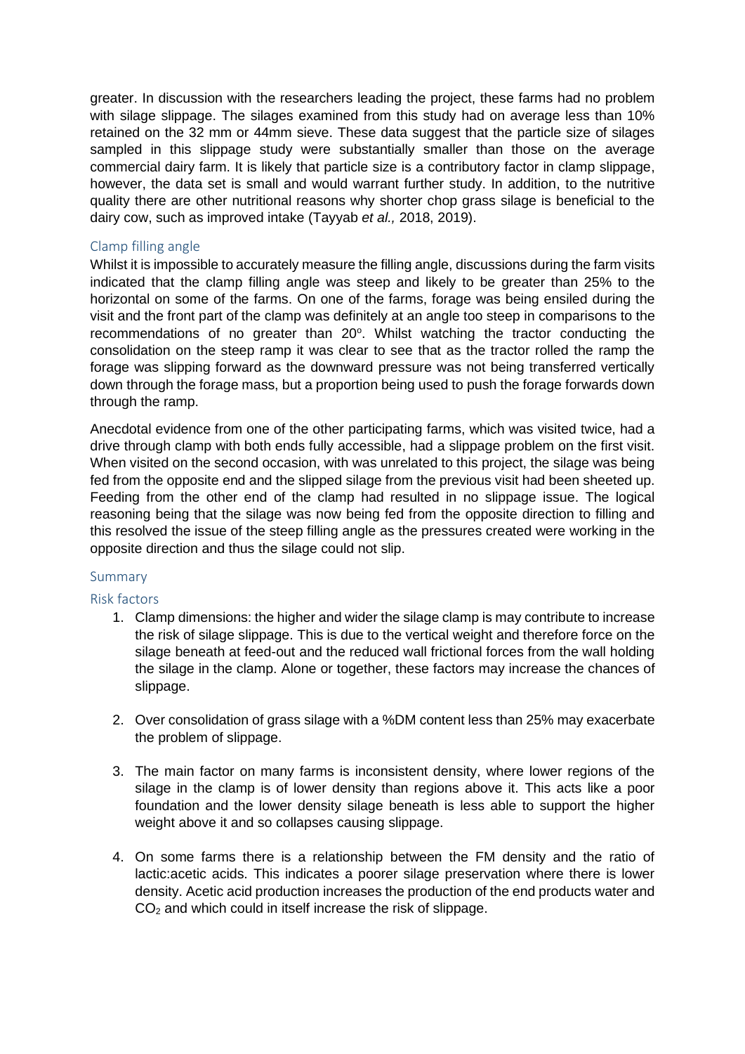greater. In discussion with the researchers leading the project, these farms had no problem with silage slippage. The silages examined from this study had on average less than 10% retained on the 32 mm or 44mm sieve. These data suggest that the particle size of silages sampled in this slippage study were substantially smaller than those on the average commercial dairy farm. It is likely that particle size is a contributory factor in clamp slippage, however, the data set is small and would warrant further study. In addition, to the nutritive quality there are other nutritional reasons why shorter chop grass silage is beneficial to the dairy cow, such as improved intake (Tayyab *et al.,* 2018, 2019).

### Clamp filling angle

Whilst it is impossible to accurately measure the filling angle, discussions during the farm visits indicated that the clamp filling angle was steep and likely to be greater than 25% to the horizontal on some of the farms. On one of the farms, forage was being ensiled during the visit and the front part of the clamp was definitely at an angle too steep in comparisons to the recommendations of no greater than 20$^{o}$. Whilst watching the tractor conducting the consolidation on the steep ramp it was clear to see that as the tractor rolled the ramp the forage was slipping forward as the downward pressure was not being transferred vertically down through the forage mass, but a proportion being used to push the forage forwards down through the ramp.

Anecdotal evidence from one of the other participating farms, which was visited twice, had a drive through clamp with both ends fully accessible, had a slippage problem on the first visit. When visited on the second occasion, with was unrelated to this project, the silage was being fed from the opposite end and the slipped silage from the previous visit had been sheeted up. Feeding from the other end of the clamp had resulted in no slippage issue. The logical reasoning being that the silage was now being fed from the opposite direction to filling and this resolved the issue of the steep filling angle as the pressures created were working in the opposite direction and thus the silage could not slip.

## Summary

### Risk factors

1. Clamp dimensions: the higher and wider the silage clamp is may contribute to increase the risk of silage slippage. This is due to the vertical weight and therefore force on the silage beneath at feed-out and the reduced wall frictional forces from the wall holding the silage in the clamp. Alone or together, these factors may increase the chances of slippage.

2. Over consolidation of grass silage with a %DM content less than 25% may exacerbate the problem of slippage.

3. The main factor on many farms is inconsistent density, where lower regions of the silage in the clamp is of lower density than regions above it. This acts like a poor foundation and the lower density silage beneath is less able to support the higher weight above it and so collapses causing slippage.

4. On some farms there is a relationship between the FM density and the ratio of lactic:acetic acids. This indicates a poorer silage preservation where there is lower density. Acetic acid production increases the production of the end products water and $CO_2$ and which could in itself increase the risk of slippage.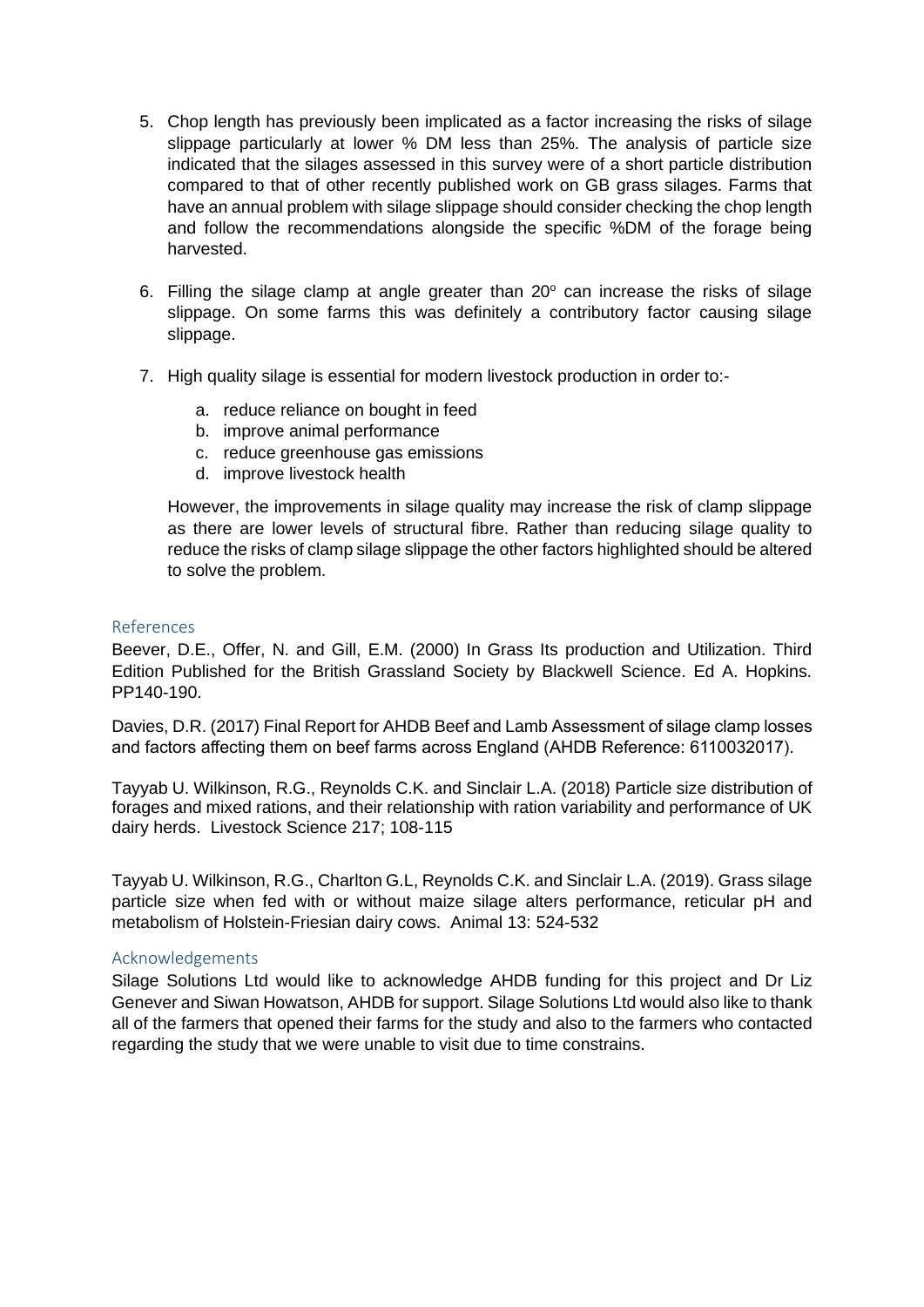5. Chop length has previously been implicated as a factor increasing the risks of silage slippage particularly at lower % DM less than 25%. The analysis of particle size indicated that the silages assessed in this survey were of a short particle distribution compared to that of other recently published work on GB grass silages. Farms that have an annual problem with silage slippage should consider checking the chop length and follow the recommendations alongside the specific %DM of the forage being harvested.

6. Filling the silage clamp at angle greater than 20$^{o}$ can increase the risks of silage slippage. On some farms this was definitely a contributory factor causing silage slippage.

7. High quality silage is essential for modern livestock production in order to:-

    a. reduce reliance on bought in feed
    b. improve animal performance
    c. reduce greenhouse gas emissions
    d. improve livestock health

    However, the improvements in silage quality may increase the risk of clamp slippage as there are lower levels of structural fibre. Rather than reducing silage quality to reduce the risks of clamp silage slippage the other factors highlighted should be altered to solve the problem.

## References

Beever, D.E., Offer, N. and Gill, E.M. (2000) In Grass Its production and Utilization. Third Edition Published for the British Grassland Society by Blackwell Science. Ed A. Hopkins. PP140-190.

Davies, D.R. (2017) Final Report for AHDB Beef and Lamb Assessment of silage clamp losses and factors affecting them on beef farms across England (AHDB Reference: 6110032017).

Tayyab U. Wilkinson, R.G., Reynolds C.K. and Sinclair L.A. (2018) Particle size distribution of forages and mixed rations, and their relationship with ration variability and performance of UK dairy herds. Livestock Science 217; 108-115

Tayyab U. Wilkinson, R.G., Charlton G.L, Reynolds C.K. and Sinclair L.A. (2019). Grass silage particle size when fed with or without maize silage alters performance, reticular pH and metabolism of Holstein-Friesian dairy cows. Animal 13: 524-532

## Acknowledgements

Silage Solutions Ltd would like to acknowledge AHDB funding for this project and Dr Liz Genever and Siwan Howatson, AHDB for support. Silage Solutions Ltd would also like to thank all of the farmers that opened their farms for the study and also to the farmers who contacted regarding the study that we were unable to visit due to time constrains.